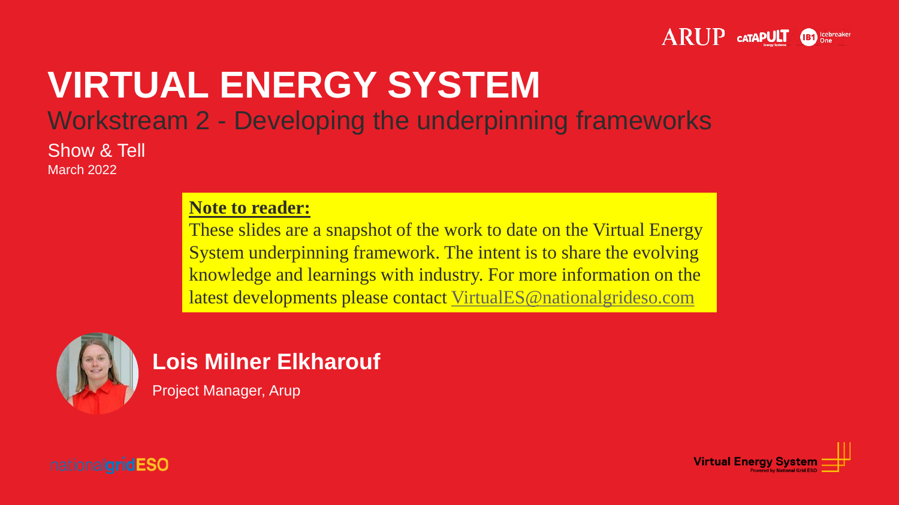# VIRTUAL ENERGY SYSTEM

## Workstream 2 - Developing the underpinning frameworks

Show & Tell

March 2022

**Note to reader:**

These slides are a snapshot of the work to date on the Virtual Energy System underpinning framework. The intent is to share the evolving knowledge and learnings with industry. For more information on the latest developments please contact VirtualES@nationalgrideso.com

**Lois Milner Elkharouf**

Project Manager, Arup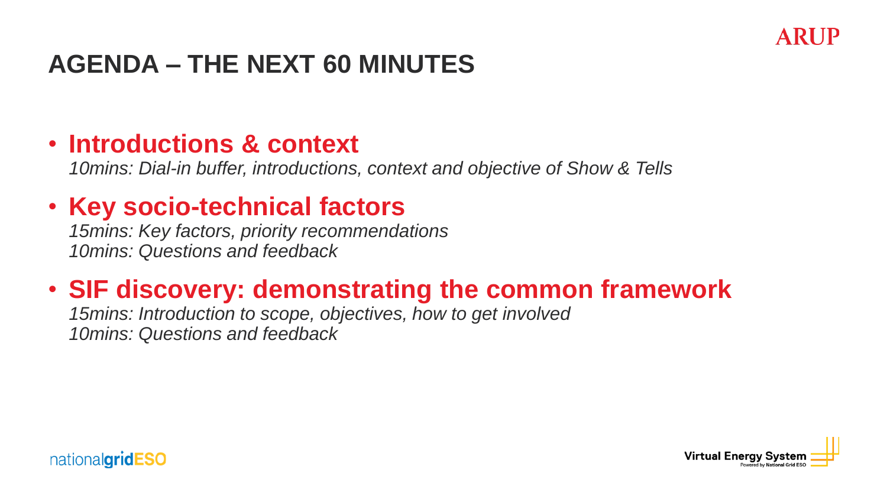# AGENDA – THE NEXT 60 MINUTES

- **Introductions & context**
  *10mins: Dial-in buffer, introductions, context and objective of Show & Tells*
- **Key socio-technical factors**
  *15mins: Key factors, priority recommendations*
  *10mins: Questions and feedback*
- **SIF discovery: demonstrating the common framework**
  *15mins: Introduction to scope, objectives, how to get involved*
  *10mins: Questions and feedback*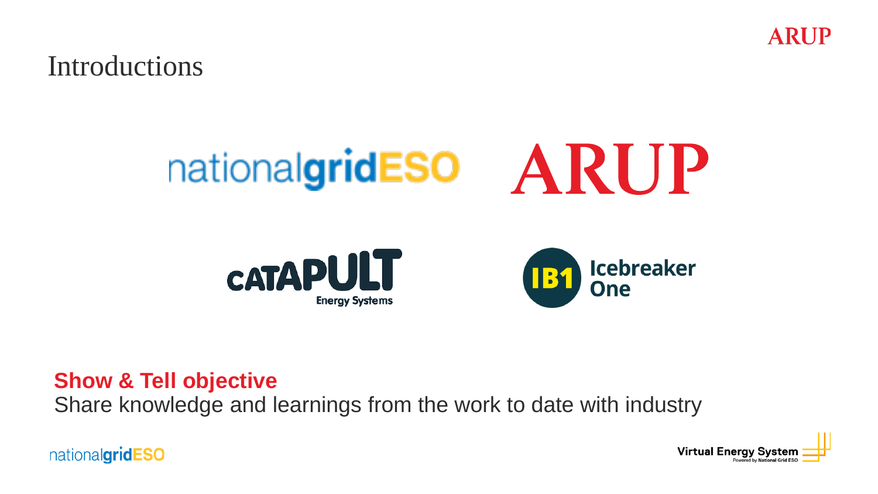# Introductions

nationalgridESO

ARUP

CATAPULT Energy Systems

IB1 Icebreaker One

**Show & Tell objective**

Share knowledge and learnings from the work to date with industry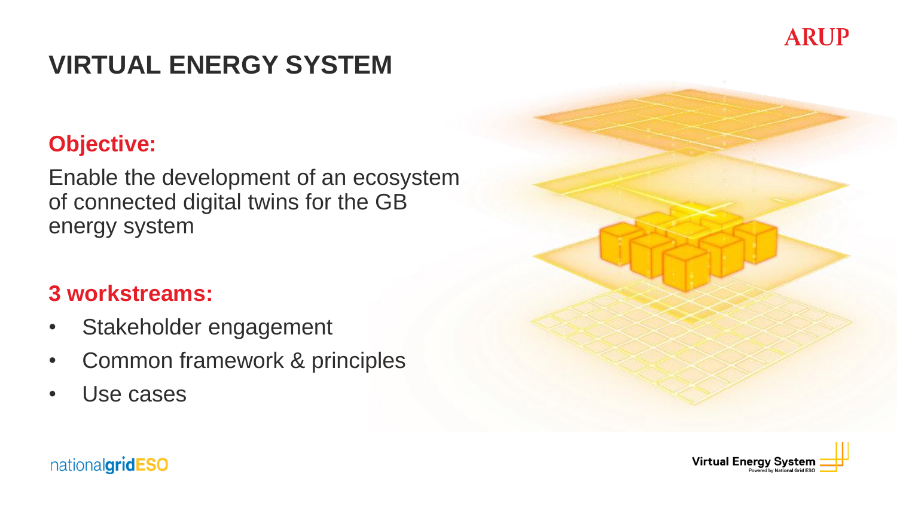# VIRTUAL ENERGY SYSTEM

## Objective:

Enable the development of an ecosystem of connected digital twins for the GB energy system

## 3 workstreams:

- Stakeholder engagement
- Common framework & principles
- Use cases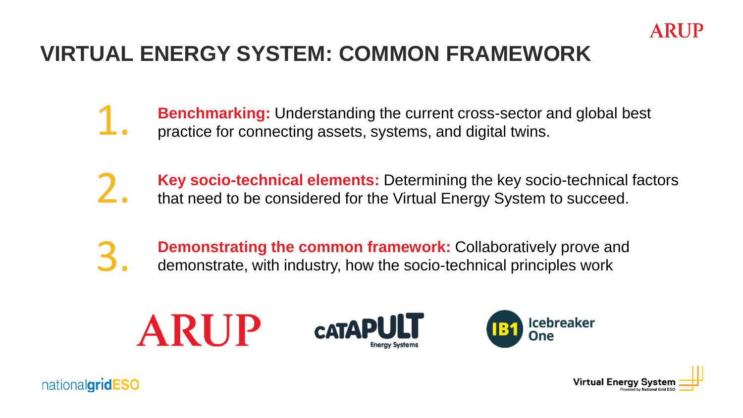# VIRTUAL ENERGY SYSTEM: COMMON FRAMEWORK

1. **Benchmarking:** Understanding the current cross-sector and global best practice for connecting assets, systems, and digital twins.

2. **Key socio-technical elements:** Determining the key socio-technical factors that need to be considered for the Virtual Energy System to succeed.

3. **Demonstrating the common framework:** Collaboratively prove and demonstrate, with industry, how the socio-technical principles work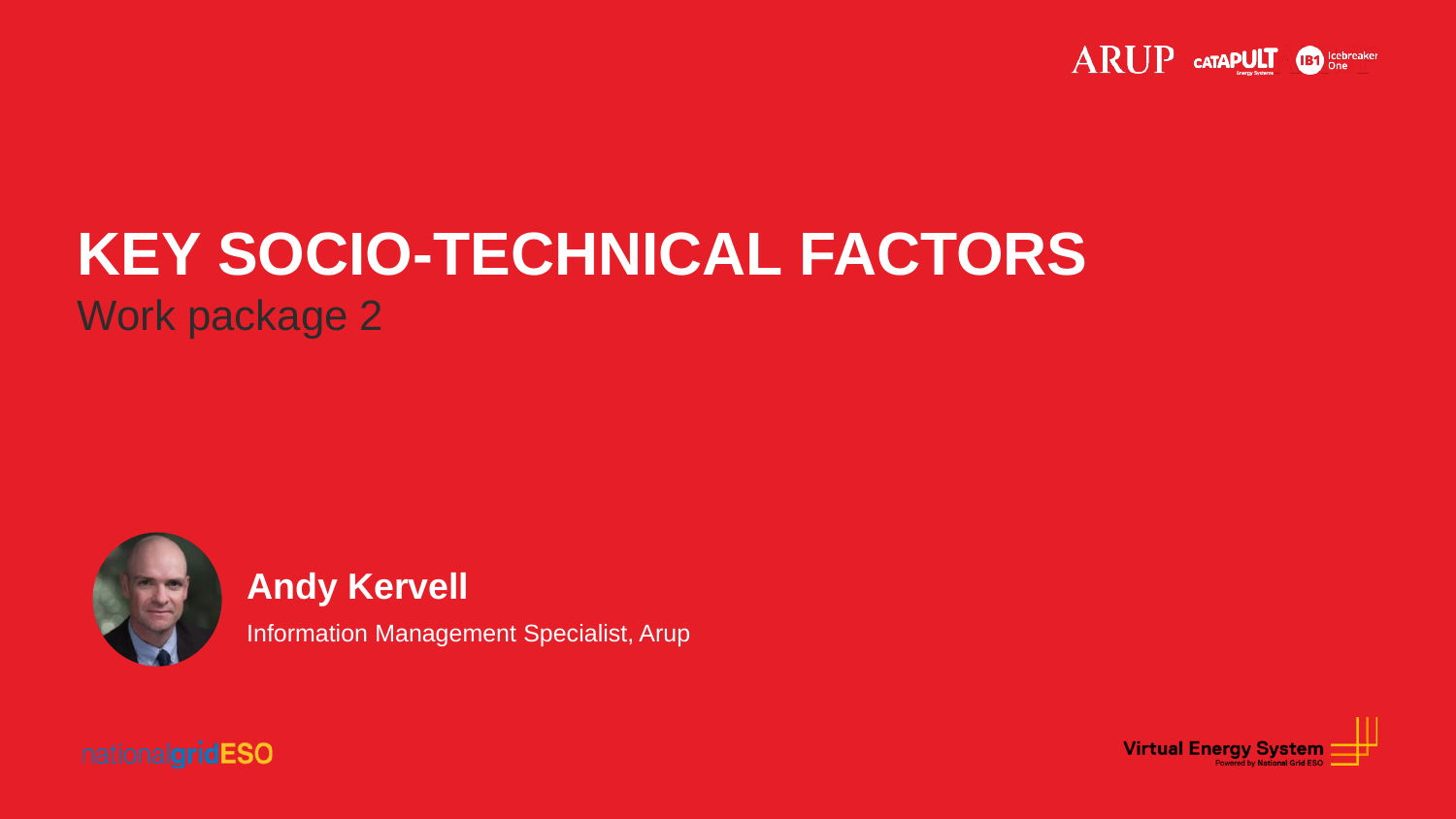# KEY SOCIO-TECHNICAL FACTORS

Work package 2

**Andy Kervell**

Information Management Specialist, Arup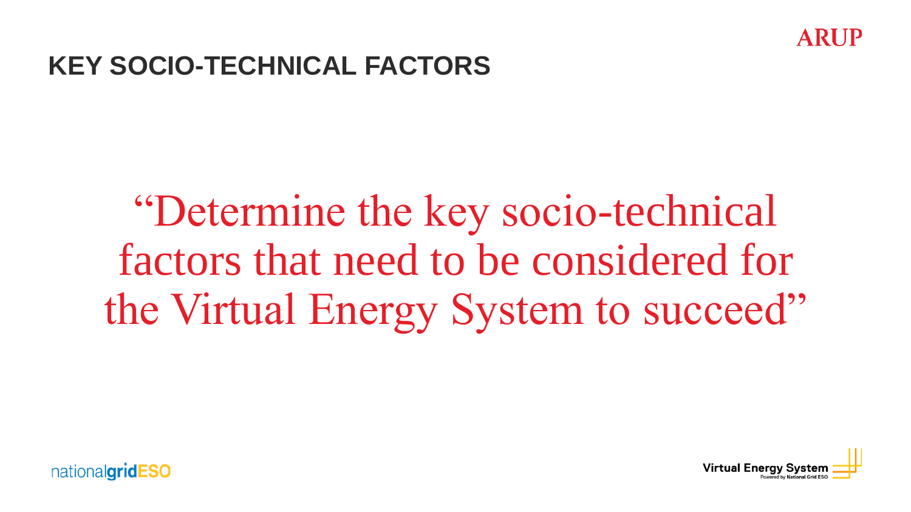# KEY SOCIO-TECHNICAL FACTORS

"Determine the key socio-technical factors that need to be considered for the Virtual Energy System to succeed"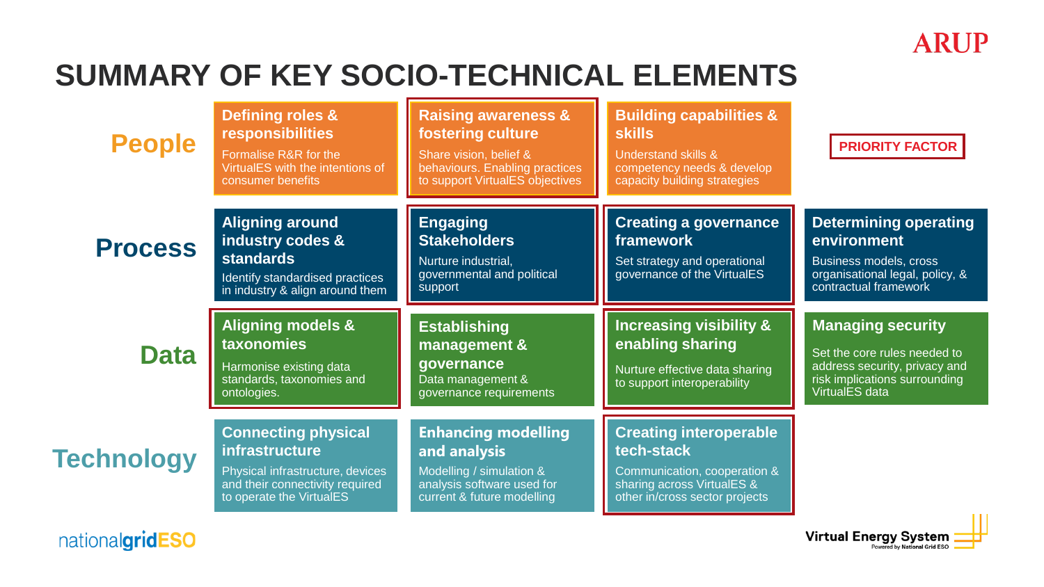# SUMMARY OF KEY SOCIO-TECHNICAL ELEMENTS

**PRIORITY FACTOR** (priority factors marked with ★)

| | | | | |
|---|---|---|---|---|
| **People** | **Defining roles & responsibilities**<br>Formalise R&R for the VirtualES with the intentions of consumer benefits | **Raising awareness & fostering culture** ★<br>Share vision, belief & behaviours. Enabling practices to support VirtualES objectives | **Building capabilities & skills**<br>Understand skills & competency needs & develop capacity building strategies | |
| **Process** | **Aligning around industry codes & standards**<br>Identify standardised practices in industry & align around them | **Engaging Stakeholders** ★<br>Nurture industrial, governmental and political support | **Creating a governance framework** ★<br>Set strategy and operational governance of the VirtualES | **Determining operating environment**<br>Business models, cross organisational legal, policy, & contractual framework |
| **Data** | **Aligning models & taxonomies** ★<br>Harmonise existing data standards, taxonomies and ontologies. | **Establishing management & governance**<br>Data management & governance requirements | **Increasing visibility & enabling sharing** ★<br>Nurture effective data sharing to support interoperability | **Managing security**<br>Set the core rules needed to address security, privacy and risk implications surrounding VirtualES data |
| **Technology** | **Connecting physical infrastructure**<br>Physical infrastructure, devices and their connectivity required to operate the VirtualES | **Enhancing modelling and analysis**<br>Modelling / simulation & analysis software used for current & future modelling | **Creating interoperable tech-stack** ★<br>Communication, cooperation & sharing across VirtualES & other in/cross sector projects | |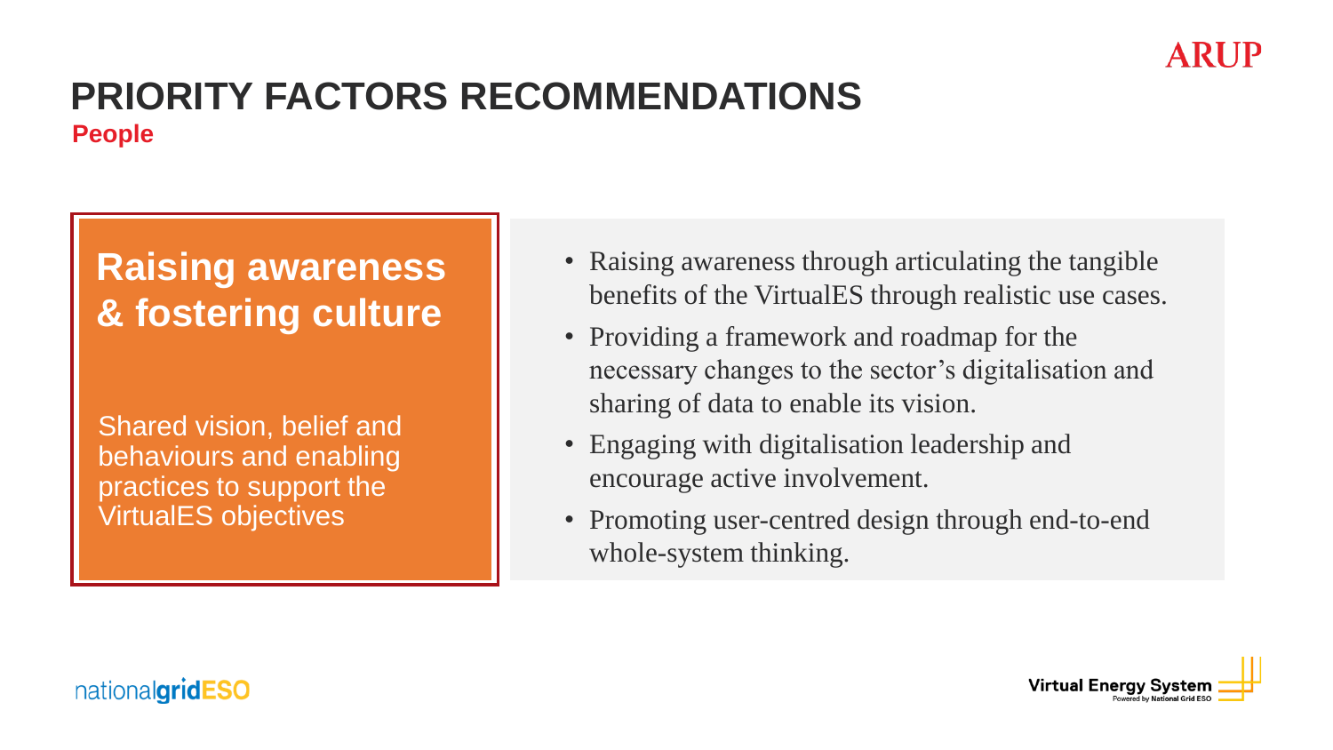# PRIORITY FACTORS RECOMMENDATIONS

## People

### Raising awareness & fostering culture

Shared vision, belief and behaviours and enabling practices to support the VirtualES objectives

- Raising awareness through articulating the tangible benefits of the VirtualES through realistic use cases.
- Providing a framework and roadmap for the necessary changes to the sector's digitalisation and sharing of data to enable its vision.
- Engaging with digitalisation leadership and encourage active involvement.
- Promoting user-centred design through end-to-end whole-system thinking.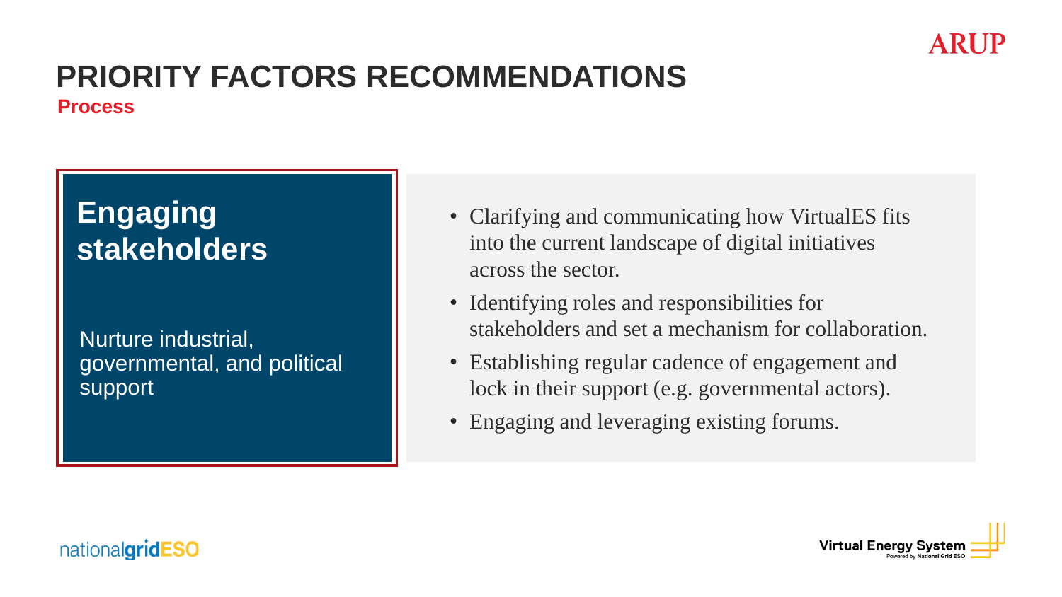# PRIORITY FACTORS RECOMMENDATIONS

## Process

### Engaging stakeholders

Nurture industrial, governmental, and political support

- Clarifying and communicating how VirtualES fits into the current landscape of digital initiatives across the sector.
- Identifying roles and responsibilities for stakeholders and set a mechanism for collaboration.
- Establishing regular cadence of engagement and lock in their support (e.g. governmental actors).
- Engaging and leveraging existing forums.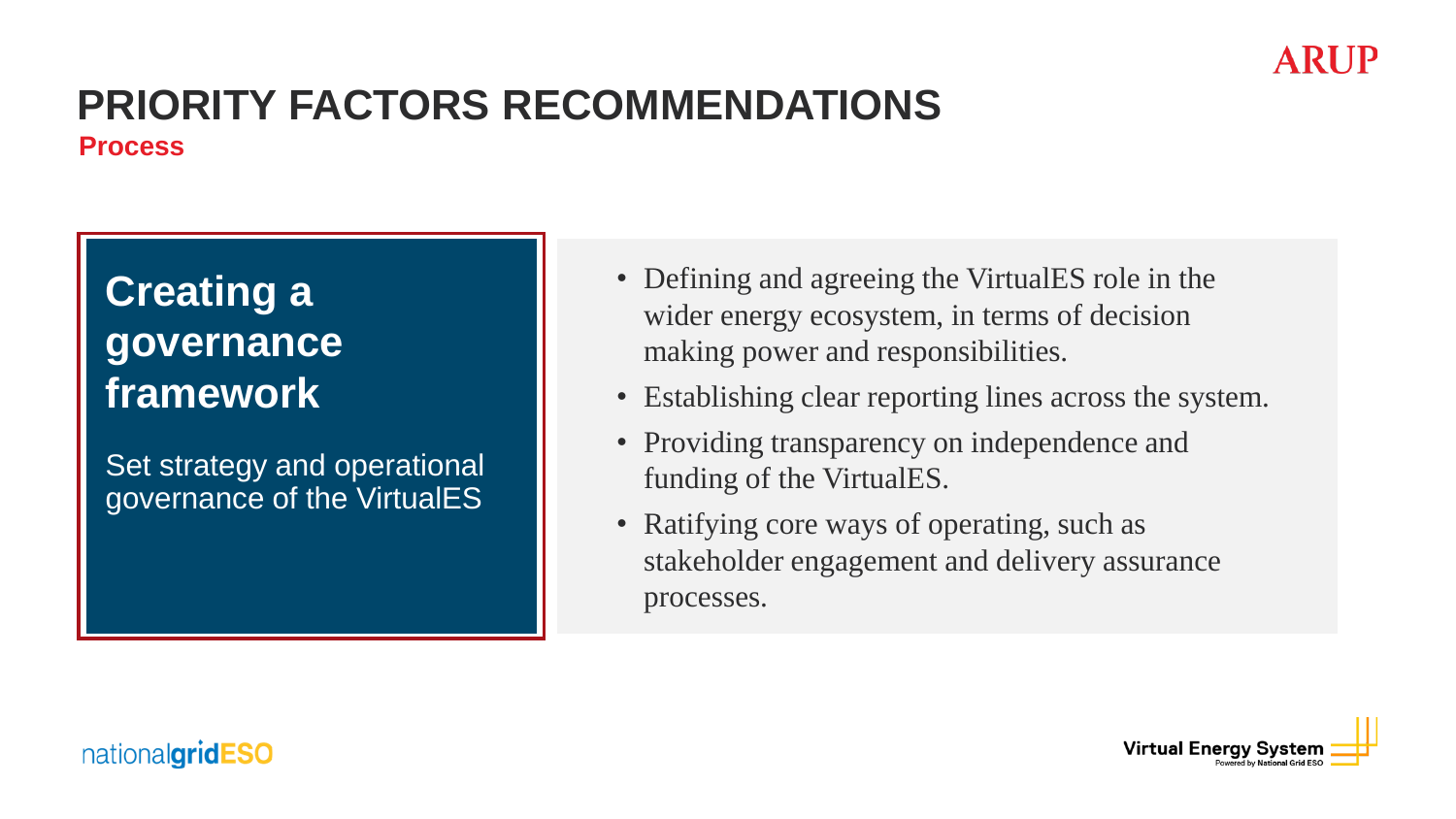# PRIORITY FACTORS RECOMMENDATIONS

## Process

### Creating a governance framework

Set strategy and operational governance of the VirtualES

- Defining and agreeing the VirtualES role in the wider energy ecosystem, in terms of decision making power and responsibilities.
- Establishing clear reporting lines across the system.
- Providing transparency on independence and funding of the VirtualES.
- Ratifying core ways of operating, such as stakeholder engagement and delivery assurance processes.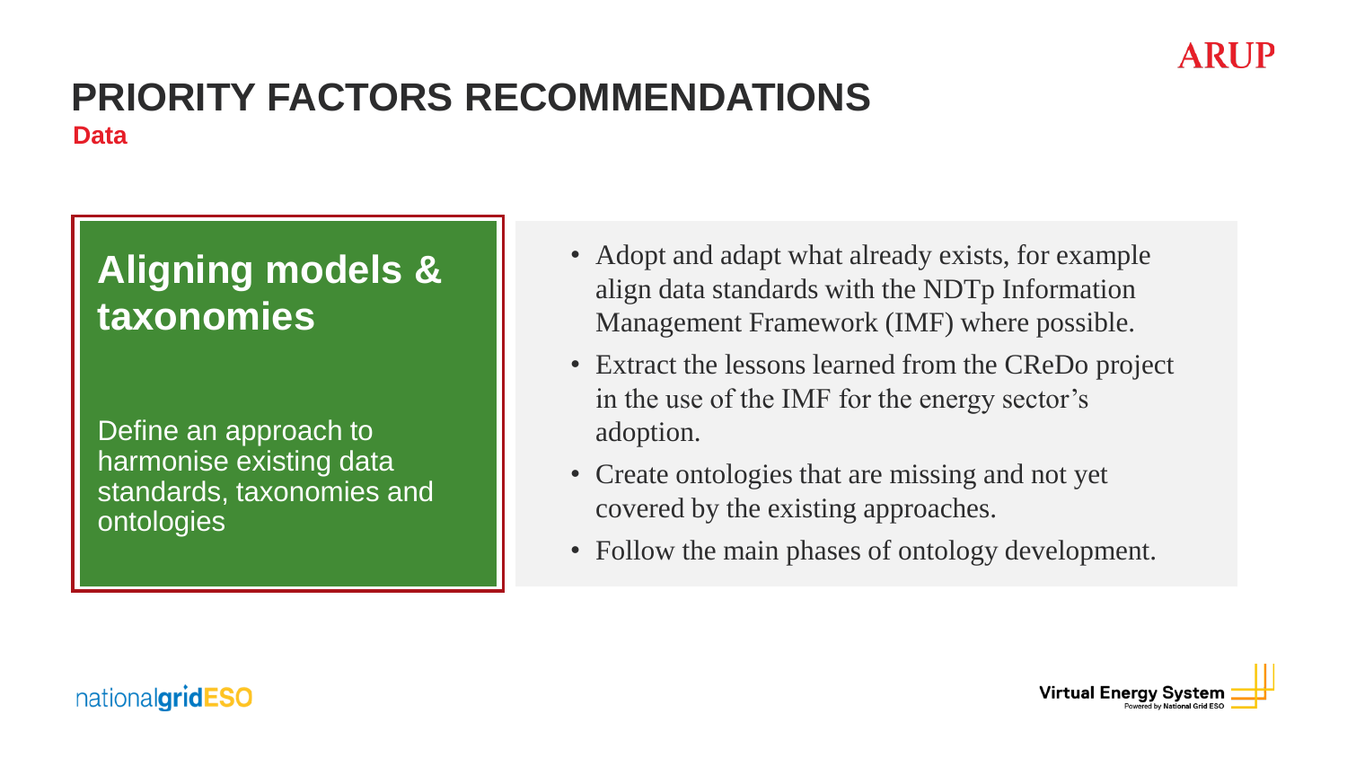# PRIORITY FACTORS RECOMMENDATIONS

## Data

### Aligning models & taxonomies

Define an approach to harmonise existing data standards, taxonomies and ontologies

- Adopt and adapt what already exists, for example align data standards with the NDTp Information Management Framework (IMF) where possible.
- Extract the lessons learned from the CReDo project in the use of the IMF for the energy sector's adoption.
- Create ontologies that are missing and not yet covered by the existing approaches.
- Follow the main phases of ontology development.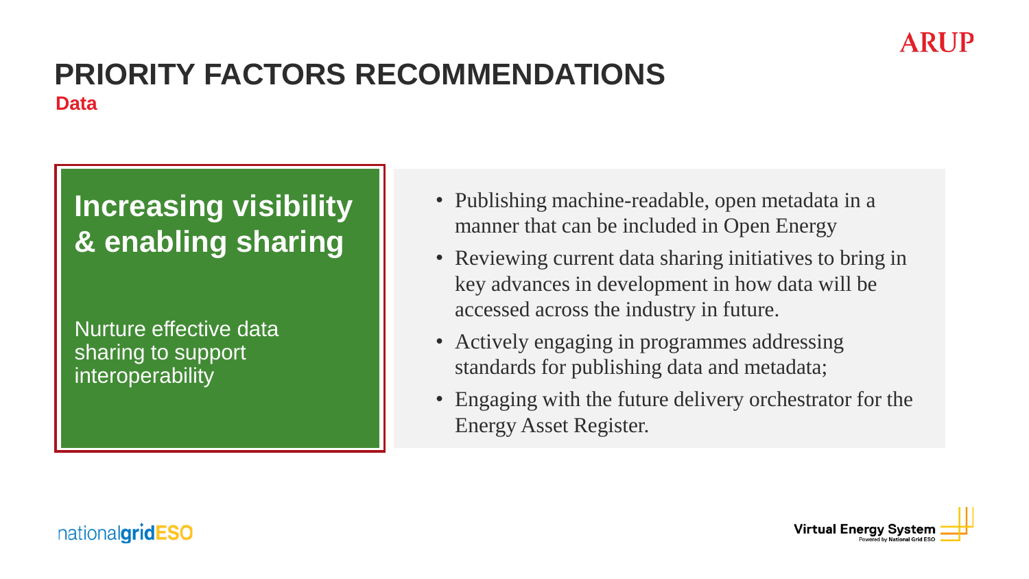# PRIORITY FACTORS RECOMMENDATIONS

**Data**

## Increasing visibility & enabling sharing

Nurture effective data sharing to support interoperability

- Publishing machine-readable, open metadata in a manner that can be included in Open Energy
- Reviewing current data sharing initiatives to bring in key advances in development in how data will be accessed across the industry in future.
- Actively engaging in programmes addressing standards for publishing data and metadata;
- Engaging with the future delivery orchestrator for the Energy Asset Register.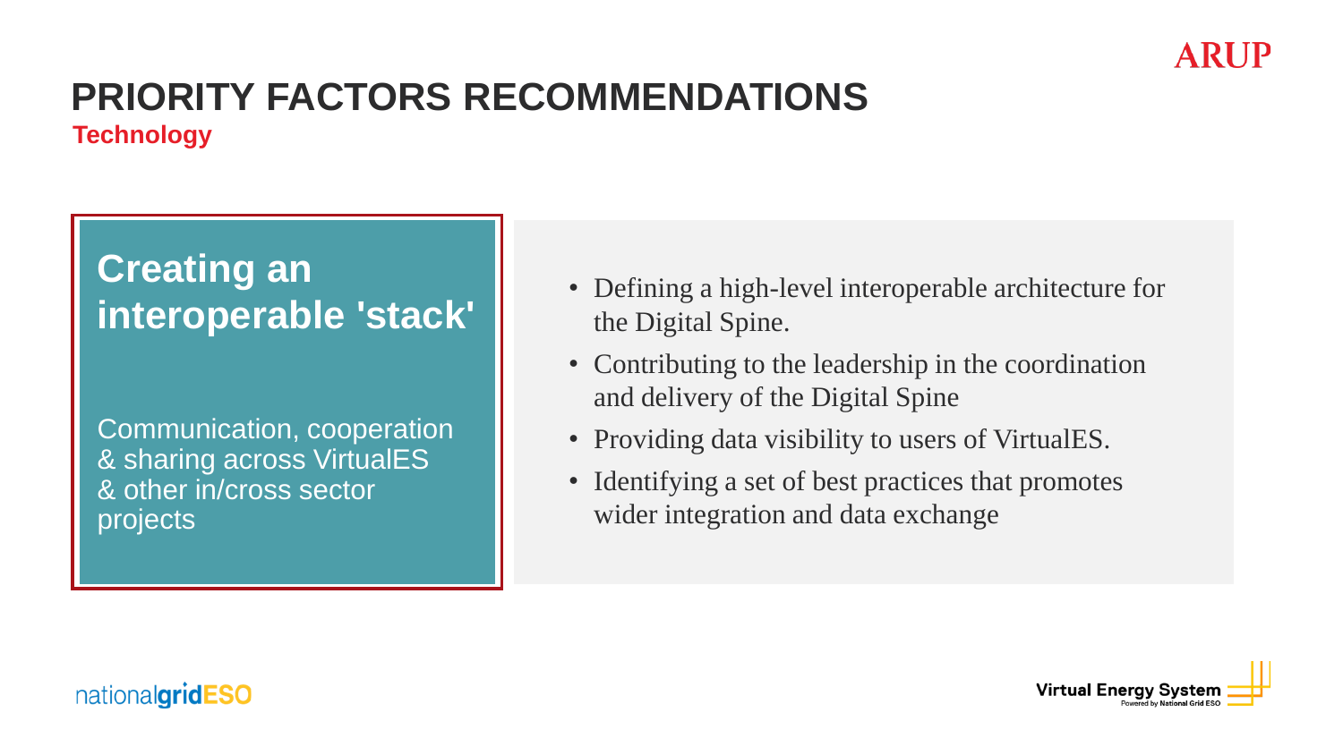# PRIORITY FACTORS RECOMMENDATIONS

## Technology

### Creating an interoperable 'stack'

Communication, cooperation & sharing across VirtualES & other in/cross sector projects

- Defining a high-level interoperable architecture for the Digital Spine.
- Contributing to the leadership in the coordination and delivery of the Digital Spine
- Providing data visibility to users of VirtualES.
- Identifying a set of best practices that promotes wider integration and data exchange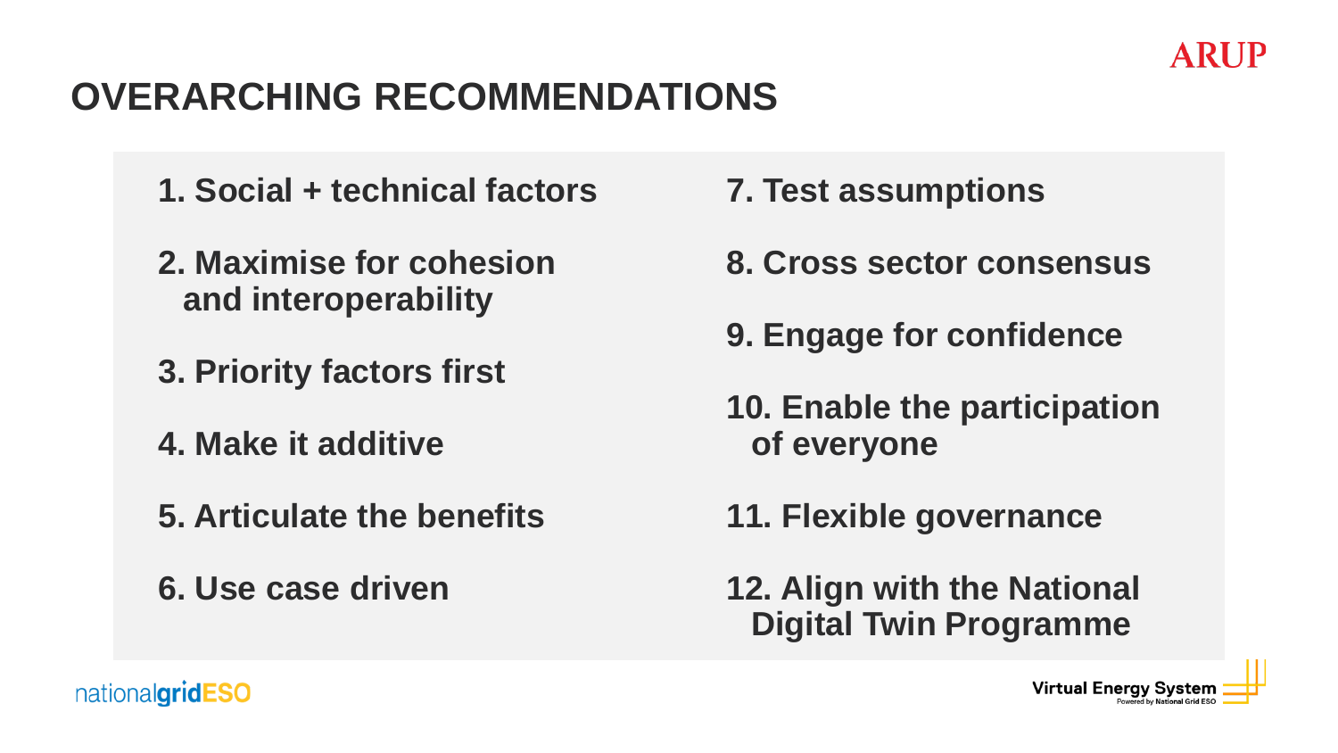# OVERARCHING RECOMMENDATIONS

1. Social + technical factors
2. Maximise for cohesion and interoperability
3. Priority factors first
4. Make it additive
5. Articulate the benefits
6. Use case driven
7. Test assumptions
8. Cross sector consensus
9. Engage for confidence
10. Enable the participation of everyone
11. Flexible governance
12. Align with the National Digital Twin Programme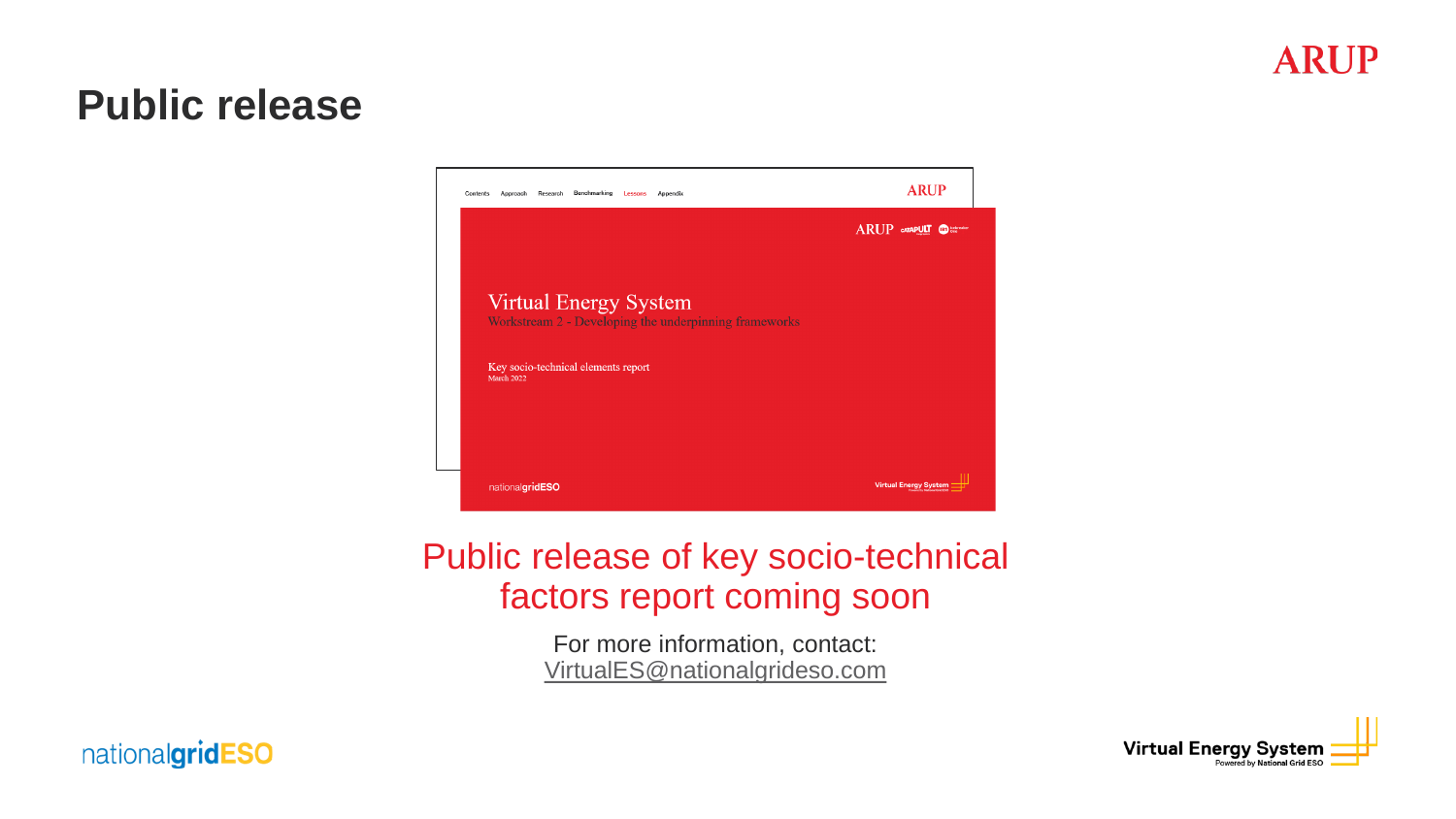# Public release

Virtual Energy System

Workstream 2 - Developing the underpinning frameworks

Key socio-technical elements report

March 2022

Public release of key socio-technical factors report coming soon

For more information, contact:
VirtualES@nationalgrideso.com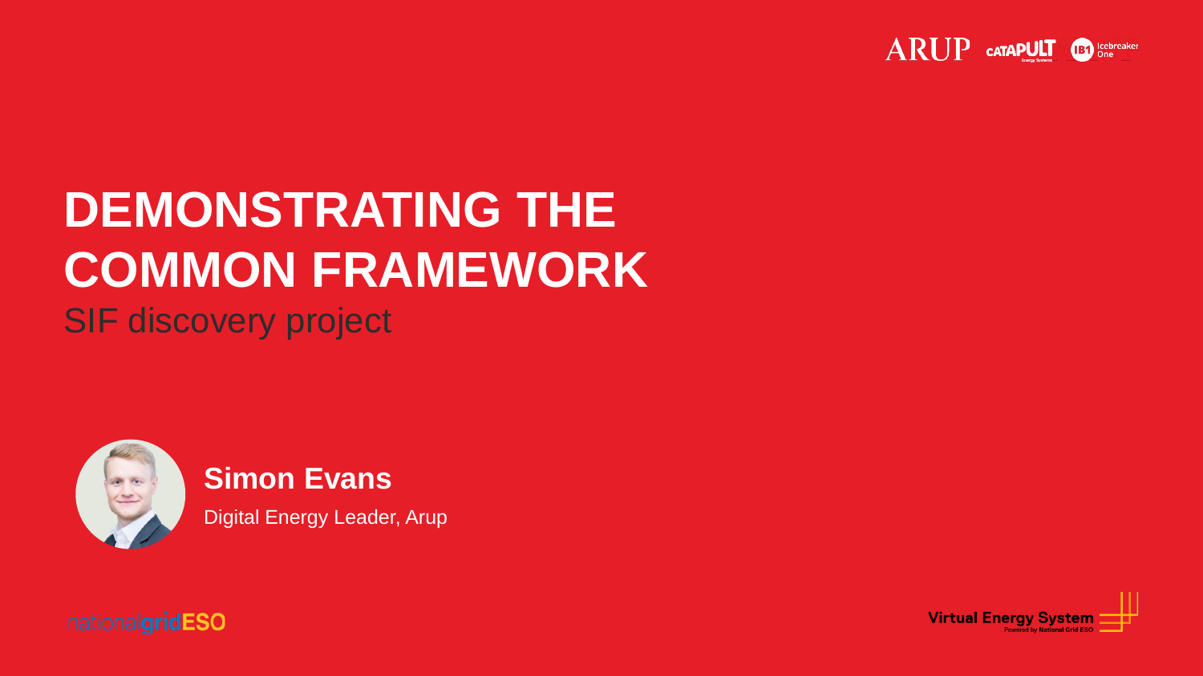# DEMONSTRATING THE COMMON FRAMEWORK

SIF discovery project

**Simon Evans**

Digital Energy Leader, Arup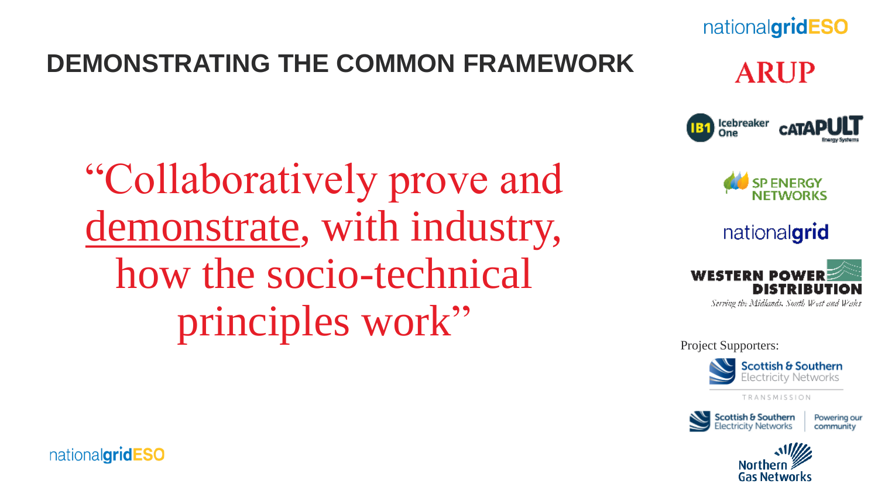# DEMONSTRATING THE COMMON FRAMEWORK

"Collaboratively prove and demonstrate, with industry, how the socio-technical principles work"

Project Supporters: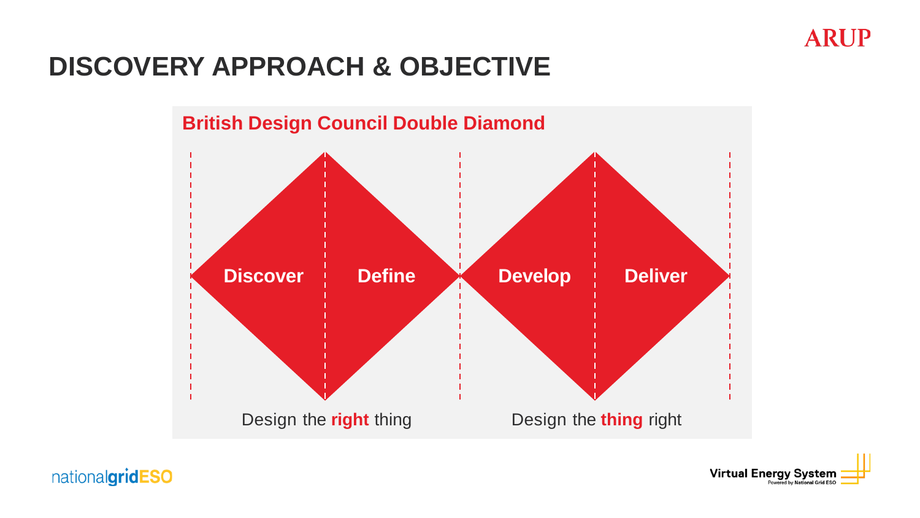# DISCOVERY APPROACH & OBJECTIVE

## British Design Council Double Diamond

Discover | Define | Develop | Deliver

Design the **right** thing

Design the **thing** right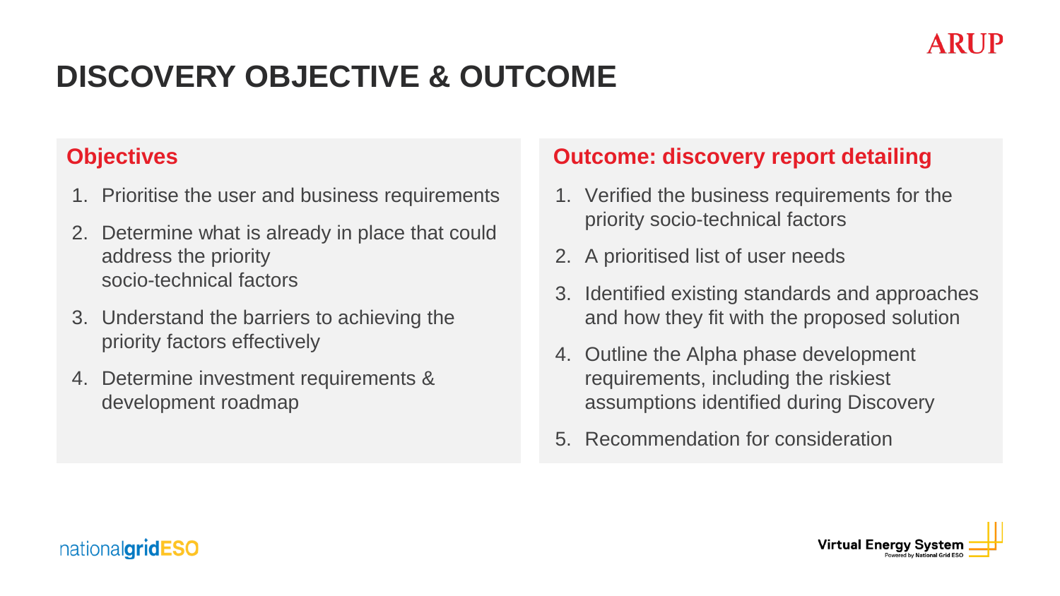# DISCOVERY OBJECTIVE & OUTCOME

## Objectives

1. Prioritise the user and business requirements
2. Determine what is already in place that could address the priority socio-technical factors
3. Understand the barriers to achieving the priority factors effectively
4. Determine investment requirements & development roadmap

## Outcome: discovery report detailing

1. Verified the business requirements for the priority socio-technical factors
2. A prioritised list of user needs
3. Identified existing standards and approaches and how they fit with the proposed solution
4. Outline the Alpha phase development requirements, including the riskiest assumptions identified during Discovery
5. Recommendation for consideration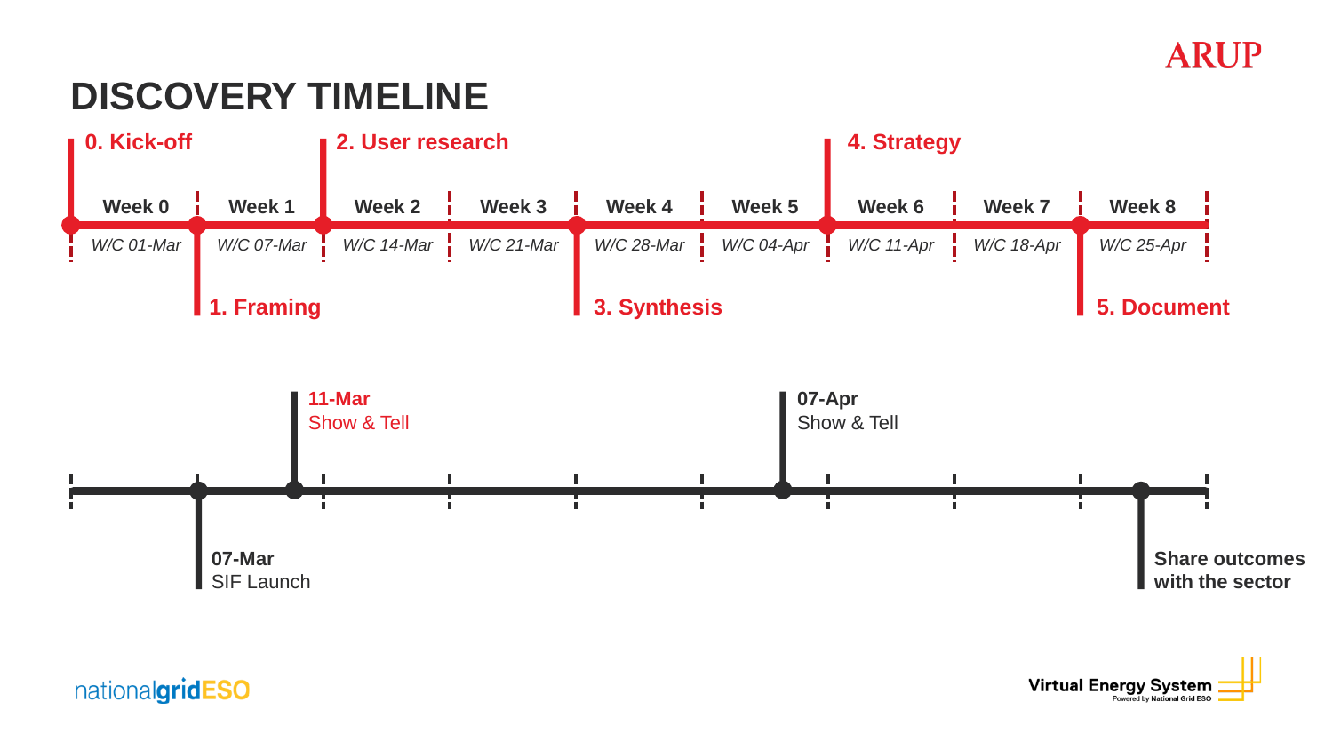# DISCOVERY TIMELINE

| Week 0 | Week 1 | Week 2 | Week 3 | Week 4 | Week 5 | Week 6 | Week 7 | Week 8 |
|---|---|---|---|---|---|---|---|---|
| *W/C 01-Mar* | *W/C 07-Mar* | *W/C 14-Mar* | *W/C 21-Mar* | *W/C 28-Mar* | *W/C 04-Apr* | *W/C 11-Apr* | *W/C 18-Apr* | *W/C 25-Apr* |

**Phases:**

- **0. Kick-off** (Week 0)
- **1. Framing** (Week 1)
- **2. User research** (Weeks 2–3)
- **3. Synthesis** (Weeks 4–5)
- **4. Strategy** (Weeks 6–7)
- **5. Document** (Week 8)

**Milestones:**

- **07-Mar** SIF Launch
- **11-Mar** Show & Tell
- **07-Apr** Show & Tell
- **Share outcomes with the sector**

nationalgridESO

Virtual Energy System
Powered by National Grid ESO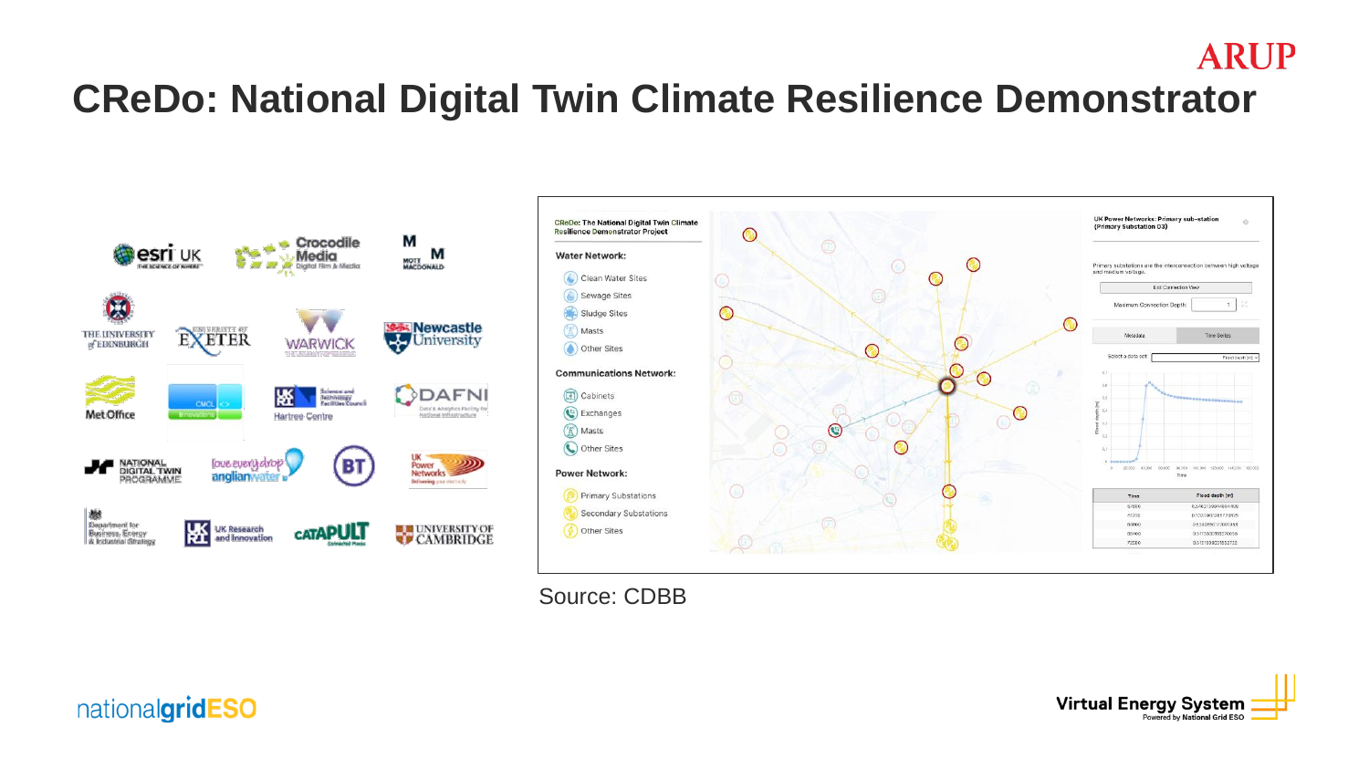# CReDo: National Digital Twin Climate Resilience Demonstrator

Source: CDBB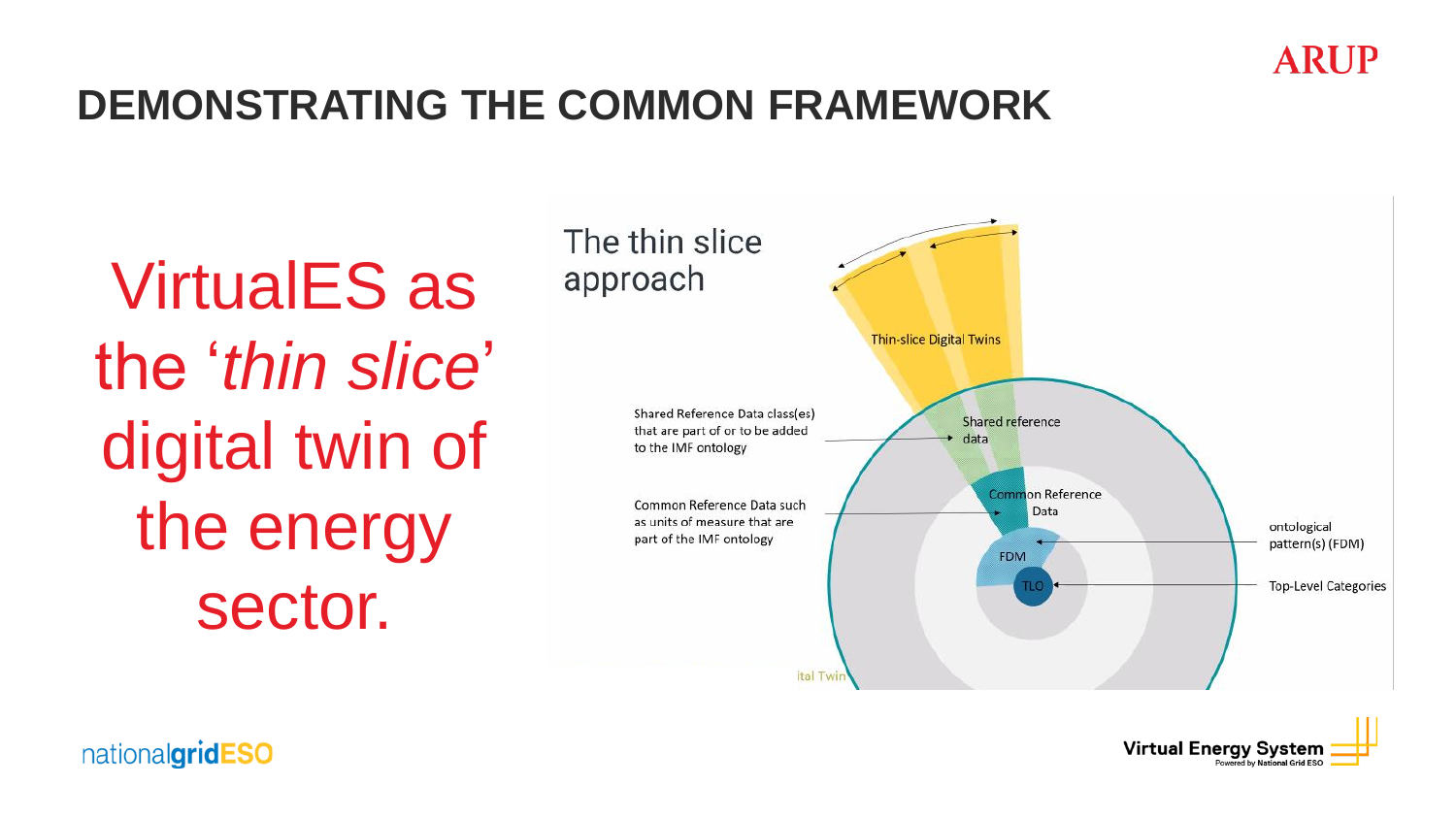# DEMONSTRATING THE COMMON FRAMEWORK

VirtualES as the '*thin slice*' digital twin of the energy sector.

The thin slice approach

Thin-slice Digital Twins

Shared Reference Data class(es) that are part of or to be added to the IMF ontology

Shared reference data

Common Reference Data such as units of measure that are part of the IMF ontology

Common Reference Data

ontological pattern(s) (FDM)

FDM

TLO

Top-Level Categories

ital Twin